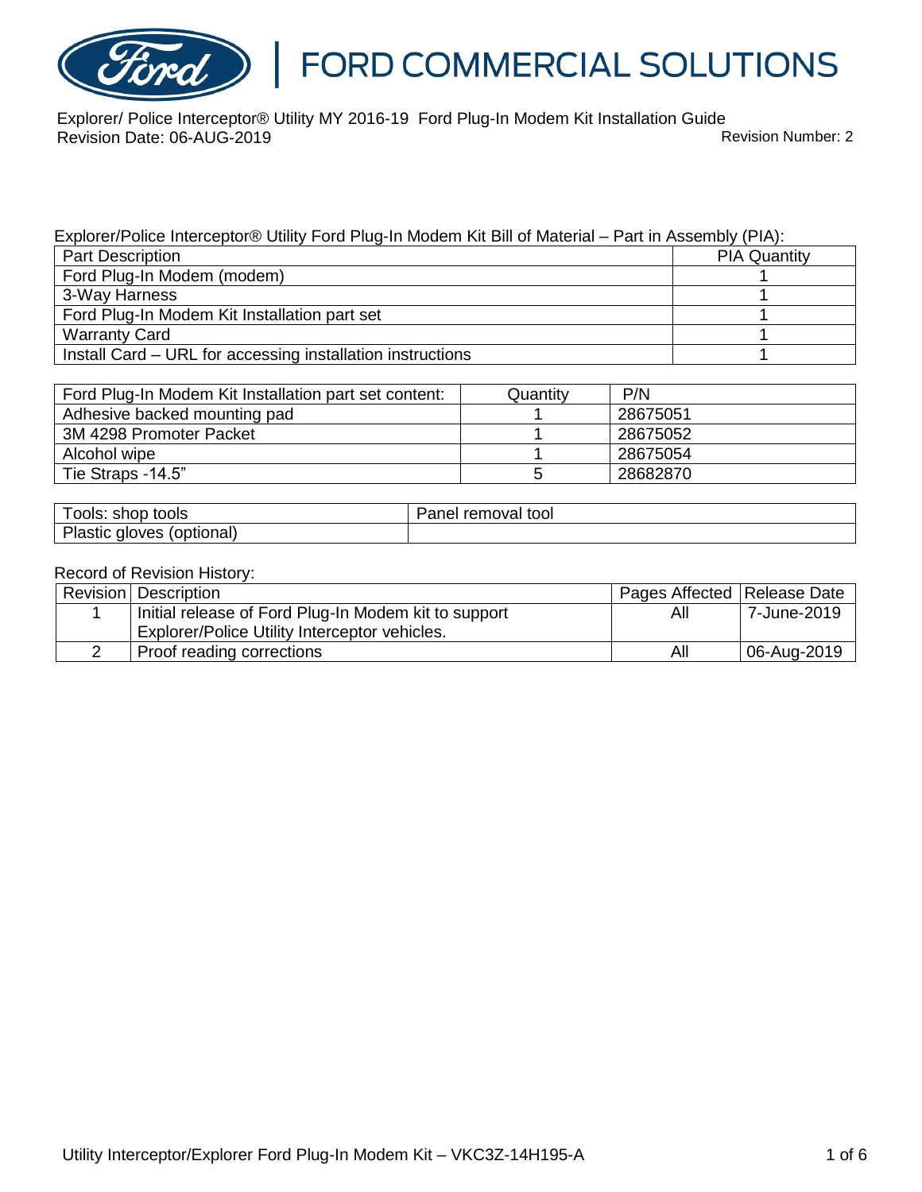# FORD COMMERCIAL SOLUTIONS

Explorer/ Police Interceptor® Utility MY 2016-19 Ford Plug-In Modem Kit Installation Guide
Revision Date: 06-AUG-2019 Revision Number: 2

Explorer/Police Interceptor® Utility Ford Plug-In Modem Kit Bill of Material – Part in Assembly (PIA):

| Part Description | PIA Quantity |
|---|---|
| Ford Plug-In Modem (modem) | 1 |
| 3-Way Harness | 1 |
| Ford Plug-In Modem Kit Installation part set | 1 |
| Warranty Card | 1 |
| Install Card – URL for accessing installation instructions | 1 |

| Ford Plug-In Modem Kit Installation part set content: | Quantity | P/N |
|---|---|---|
| Adhesive backed mounting pad | 1 | 28675051 |
| 3M 4298 Promoter Packet | 1 | 28675052 |
| Alcohol wipe | 1 | 28675054 |
| Tie Straps -14.5" | 5 | 28682870 |

| Tools: shop tools | Panel removal tool |
|---|---|
| Plastic gloves (optional) | |

Record of Revision History:

| Revision | Description | Pages Affected | Release Date |
|---|---|---|---|
| 1 | Initial release of Ford Plug-In Modem kit to support Explorer/Police Utility Interceptor vehicles. | All | 7-June-2019 |
| 2 | Proof reading corrections | All | 06-Aug-2019 |

Utility Interceptor/Explorer Ford Plug-In Modem Kit – VKC3Z-14H195-A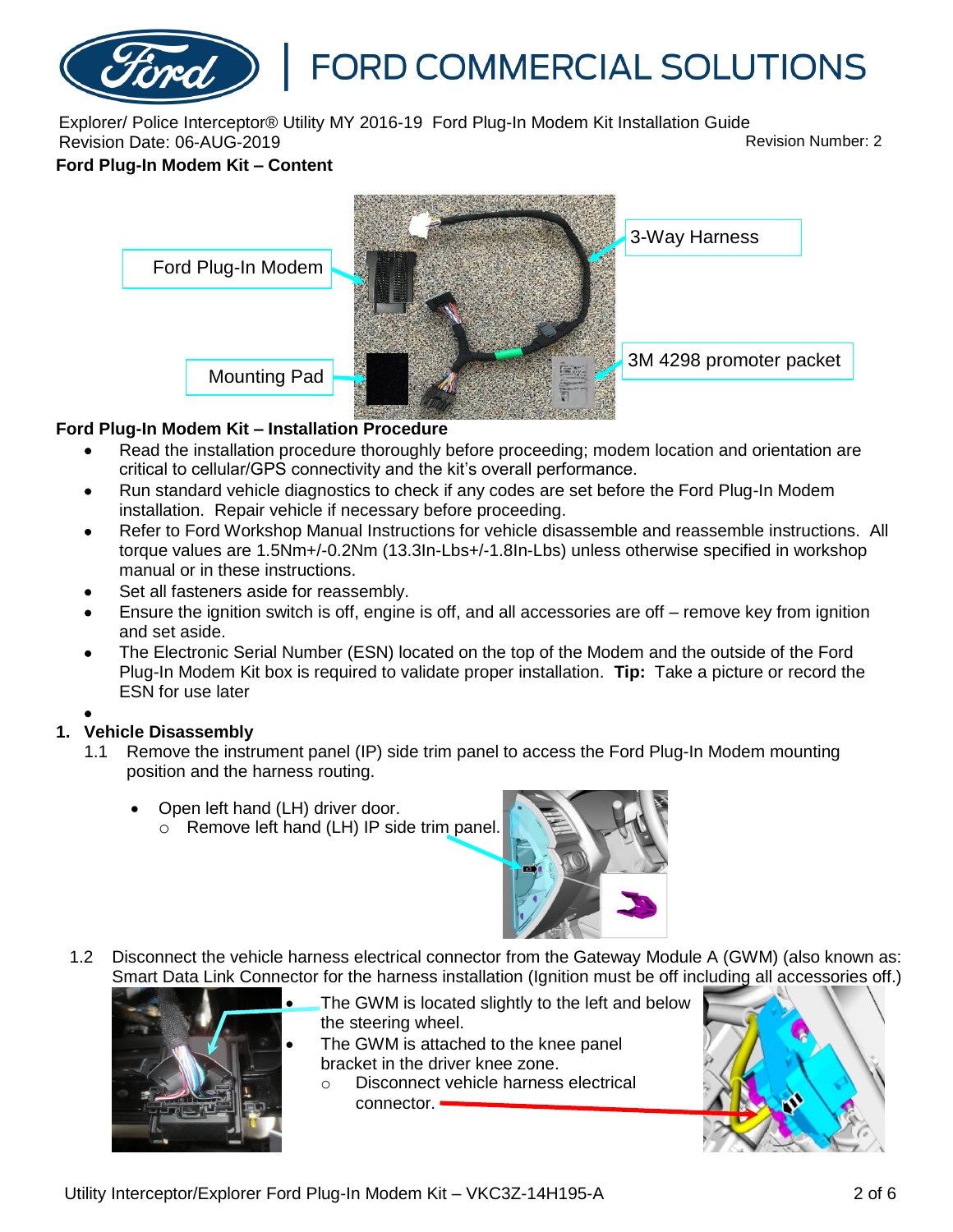Explorer/ Police Interceptor® Utility MY 2016-19 Ford Plug-In Modem Kit Installation Guide
Revision Date: 06-AUG-2019
Revision Number: 2

## Ford Plug-In Modem Kit – Content

Ford Plug-In Modem

3-Way Harness

Mounting Pad

3M 4298 promoter packet

## Ford Plug-In Modem Kit – Installation Procedure

- Read the installation procedure thoroughly before proceeding; modem location and orientation are critical to cellular/GPS connectivity and the kit's overall performance.
- Run standard vehicle diagnostics to check if any codes are set before the Ford Plug-In Modem installation. Repair vehicle if necessary before proceeding.
- Refer to Ford Workshop Manual Instructions for vehicle disassemble and reassemble instructions. All torque values are 1.5Nm+/-0.2Nm (13.3In-Lbs+/-1.8In-Lbs) unless otherwise specified in workshop manual or in these instructions.
- Set all fasteners aside for reassembly.
- Ensure the ignition switch is off, engine is off, and all accessories are off – remove key from ignition and set aside.
- The Electronic Serial Number (ESN) located on the top of the Modem and the outside of the Ford Plug-In Modem Kit box is required to validate proper installation. **Tip:** Take a picture or record the ESN for use later

## 1. Vehicle Disassembly

1.1 Remove the instrument panel (IP) side trim panel to access the Ford Plug-In Modem mounting position and the harness routing.

- Open left hand (LH) driver door.
  - Remove left hand (LH) IP side trim panel.

1.2 Disconnect the vehicle harness electrical connector from the Gateway Module A (GWM) (also known as: Smart Data Link Connector for the harness installation (Ignition must be off including all accessories off.)

- The GWM is located slightly to the left and below the steering wheel.
- The GWM is attached to the knee panel bracket in the driver knee zone.
  - Disconnect vehicle harness electrical connector.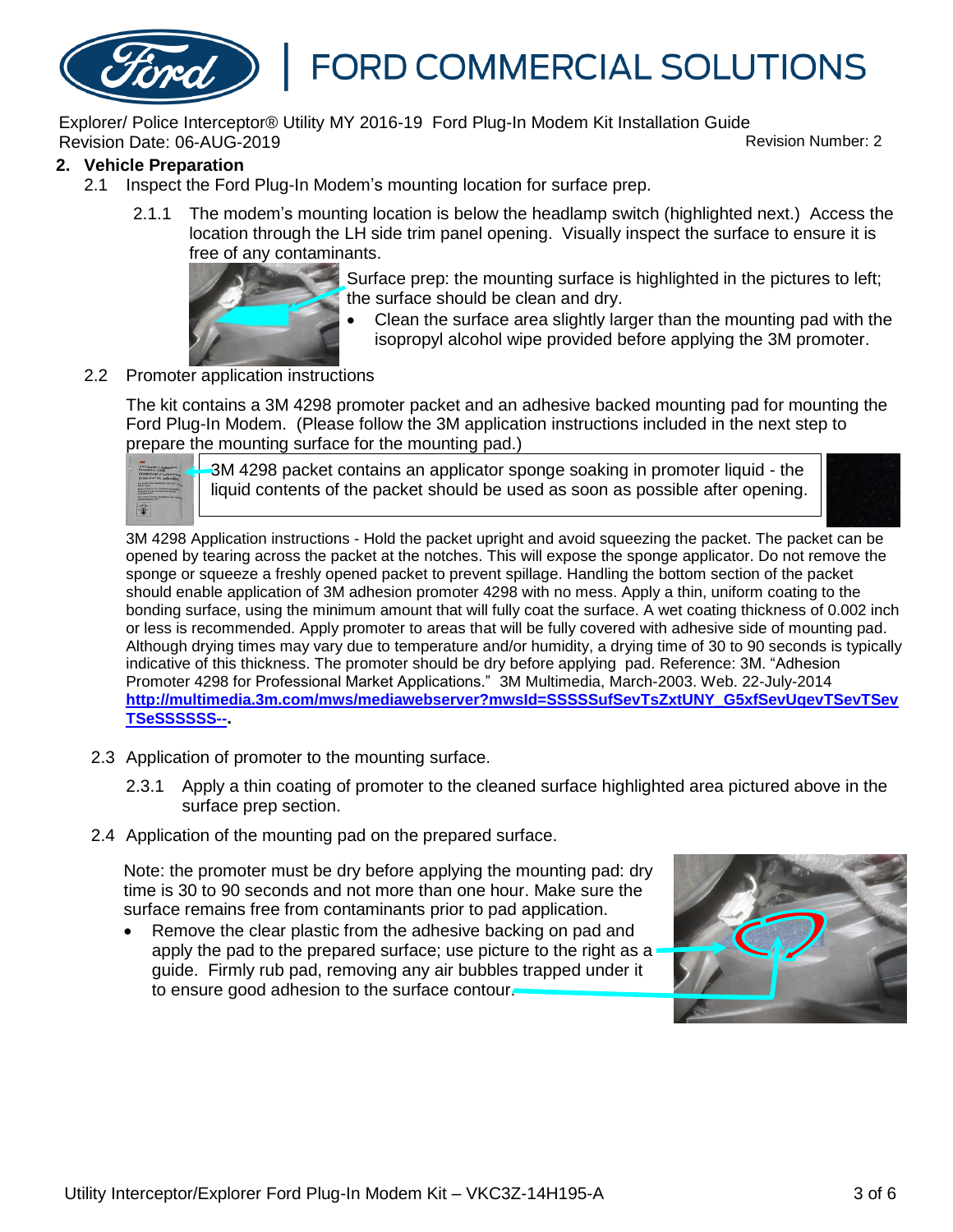## 2. Vehicle Preparation

2.1 Inspect the Ford Plug-In Modem's mounting location for surface prep.

2.1.1 The modem's mounting location is below the headlamp switch (highlighted next.) Access the location through the LH side trim panel opening. Visually inspect the surface to ensure it is free of any contaminants.

Surface prep: the mounting surface is highlighted in the pictures to left; the surface should be clean and dry.

- Clean the surface area slightly larger than the mounting pad with the isopropyl alcohol wipe provided before applying the 3M promoter.

2.2 Promoter application instructions

The kit contains a 3M 4298 promoter packet and an adhesive backed mounting pad for mounting the Ford Plug-In Modem. (Please follow the 3M application instructions included in the next step to prepare the mounting surface for the mounting pad.)

3M 4298 packet contains an applicator sponge soaking in promoter liquid - the liquid contents of the packet should be used as soon as possible after opening.

3M 4298 Application instructions - Hold the packet upright and avoid squeezing the packet. The packet can be opened by tearing across the packet at the notches. This will expose the sponge applicator. Do not remove the sponge or squeeze a freshly opened packet to prevent spillage. Handling the bottom section of the packet should enable application of 3M adhesion promoter 4298 with no mess. Apply a thin, uniform coating to the bonding surface, using the minimum amount that will fully coat the surface. A wet coating thickness of 0.002 inch or less is recommended. Apply promoter to areas that will be fully covered with adhesive side of mounting pad. Although drying times may vary due to temperature and/or humidity, a drying time of 30 to 90 seconds is typically indicative of this thickness. The promoter should be dry before applying pad. Reference: 3M. "Adhesion Promoter 4298 for Professional Market Applications." 3M Multimedia, March-2003. Web. 22-July-2014 **http://multimedia.3m.com/mws/mediawebserver?mwsId=SSSSSufSevTsZxtUNY_G5xfSevUqevTSevTSevTSeSSSSSS--.**

2.3 Application of promoter to the mounting surface.

2.3.1 Apply a thin coating of promoter to the cleaned surface highlighted area pictured above in the surface prep section.

2.4 Application of the mounting pad on the prepared surface.

Note: the promoter must be dry before applying the mounting pad: dry time is 30 to 90 seconds and not more than one hour. Make sure the surface remains free from contaminants prior to pad application.

- Remove the clear plastic from the adhesive backing on pad and apply the pad to the prepared surface; use picture to the right as a guide. Firmly rub pad, removing any air bubbles trapped under it to ensure good adhesion to the surface contour.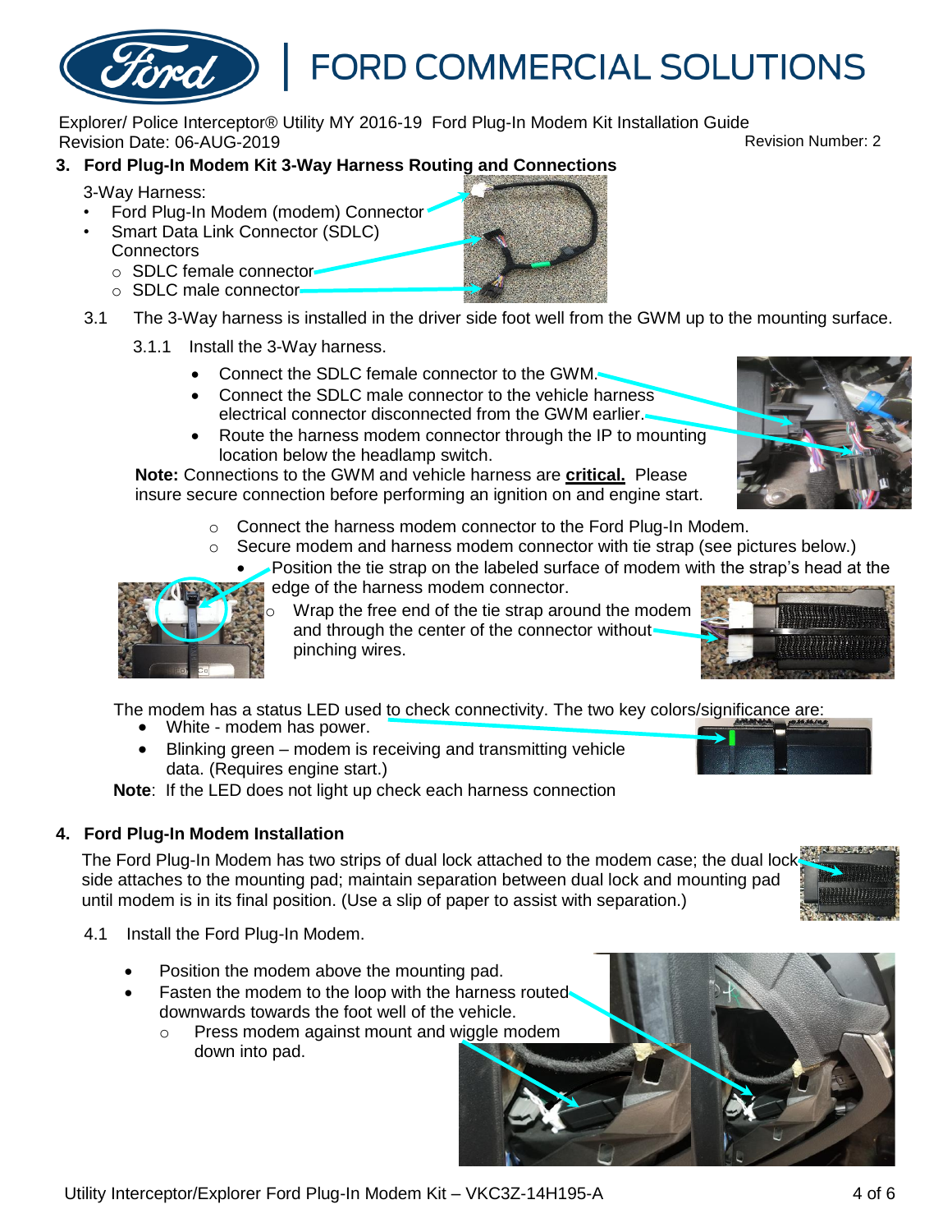Explorer/ Police Interceptor® Utility MY 2016-19 Ford Plug-In Modem Kit Installation Guide
Revision Date: 06-AUG-2019 Revision Number: 2

## 3. Ford Plug-In Modem Kit 3-Way Harness Routing and Connections

3-Way Harness:

- Ford Plug-In Modem (modem) Connector
- Smart Data Link Connector (SDLC) Connectors
  - SDLC female connector
  - SDLC male connector

3.1 The 3-Way harness is installed in the driver side foot well from the GWM up to the mounting surface.

3.1.1 Install the 3-Way harness.

- Connect the SDLC female connector to the GWM.
- Connect the SDLC male connector to the vehicle harness electrical connector disconnected from the GWM earlier.
- Route the harness modem connector through the IP to mounting location below the headlamp switch.

**Note:** Connections to the GWM and vehicle harness are **critical.** Please insure secure connection before performing an ignition on and engine start.

- Connect the harness modem connector to the Ford Plug-In Modem.
- Secure modem and harness modem connector with tie strap (see pictures below.)
  - Position the tie strap on the labeled surface of modem with the strap's head at the edge of the harness modem connector.
    - Wrap the free end of the tie strap around the modem and through the center of the connector without pinching wires.

The modem has a status LED used to check connectivity. The two key colors/significance are:

- White - modem has power.
- Blinking green – modem is receiving and transmitting vehicle data. (Requires engine start.)

**Note**: If the LED does not light up check each harness connection

## 4. Ford Plug-In Modem Installation

The Ford Plug-In Modem has two strips of dual lock attached to the modem case; the dual lock side attaches to the mounting pad; maintain separation between dual lock and mounting pad until modem is in its final position. (Use a slip of paper to assist with separation.)

4.1 Install the Ford Plug-In Modem.

- Position the modem above the mounting pad.
- Fasten the modem to the loop with the harness routed downwards towards the foot well of the vehicle.
  - Press modem against mount and wiggle modem down into pad.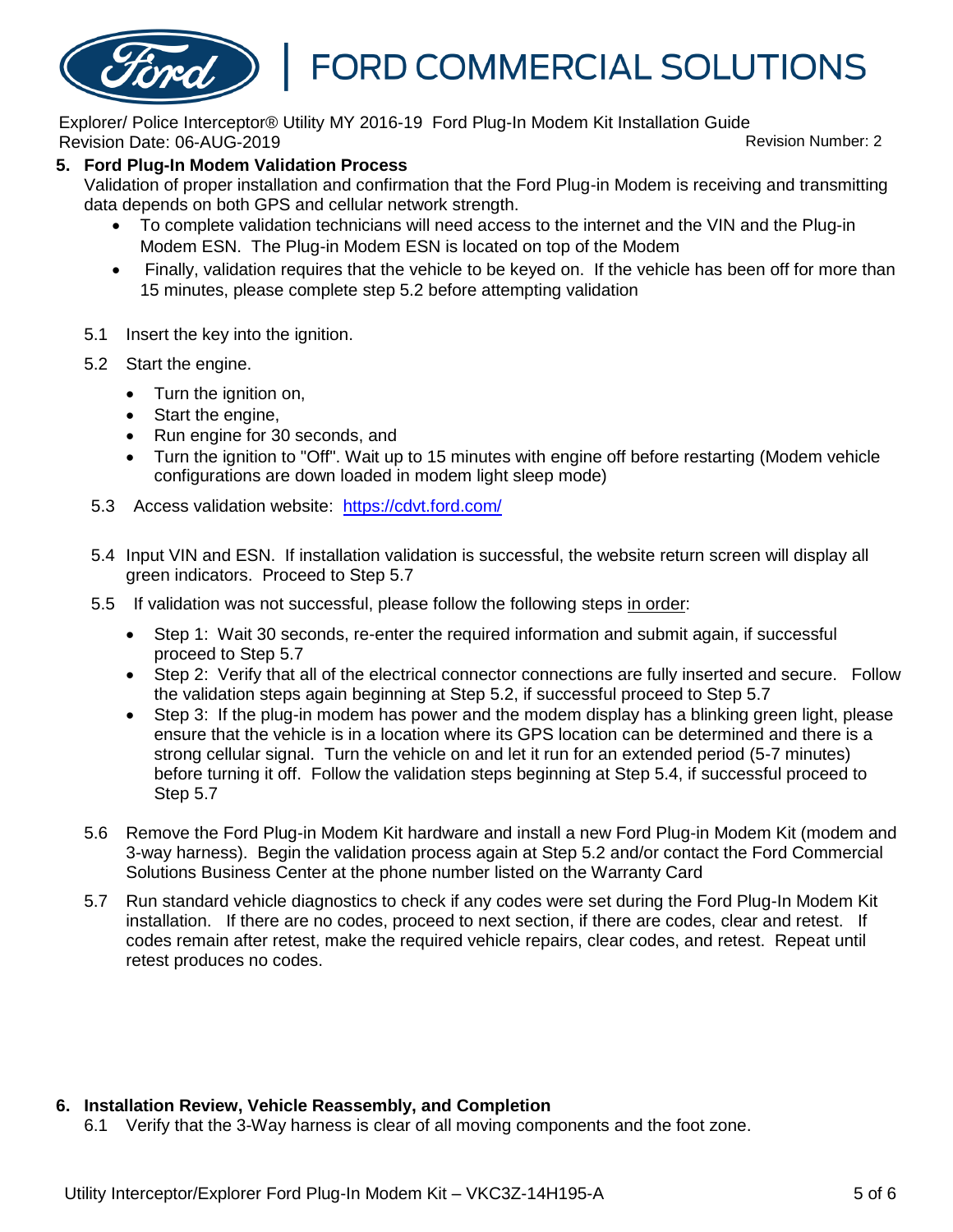## 5. Ford Plug-In Modem Validation Process

Validation of proper installation and confirmation that the Ford Plug-in Modem is receiving and transmitting data depends on both GPS and cellular network strength.

- To complete validation technicians will need access to the internet and the VIN and the Plug-in Modem ESN. The Plug-in Modem ESN is located on top of the Modem
- Finally, validation requires that the vehicle to be keyed on. If the vehicle has been off for more than 15 minutes, please complete step 5.2 before attempting validation

5.1 Insert the key into the ignition.

5.2 Start the engine.

- Turn the ignition on,
- Start the engine,
- Run engine for 30 seconds, and
- Turn the ignition to "Off". Wait up to 15 minutes with engine off before restarting (Modem vehicle configurations are down loaded in modem light sleep mode)

5.3 Access validation website: https://cdvt.ford.com/

5.4 Input VIN and ESN. If installation validation is successful, the website return screen will display all green indicators. Proceed to Step 5.7

5.5 If validation was not successful, please follow the following steps in order:

- Step 1: Wait 30 seconds, re-enter the required information and submit again, if successful proceed to Step 5.7
- Step 2: Verify that all of the electrical connector connections are fully inserted and secure. Follow the validation steps again beginning at Step 5.2, if successful proceed to Step 5.7
- Step 3: If the plug-in modem has power and the modem display has a blinking green light, please ensure that the vehicle is in a location where its GPS location can be determined and there is a strong cellular signal. Turn the vehicle on and let it run for an extended period (5-7 minutes) before turning it off. Follow the validation steps beginning at Step 5.4, if successful proceed to Step 5.7

5.6 Remove the Ford Plug-in Modem Kit hardware and install a new Ford Plug-in Modem Kit (modem and 3-way harness). Begin the validation process again at Step 5.2 and/or contact the Ford Commercial Solutions Business Center at the phone number listed on the Warranty Card

5.7 Run standard vehicle diagnostics to check if any codes were set during the Ford Plug-In Modem Kit installation. If there are no codes, proceed to next section, if there are codes, clear and retest. If codes remain after retest, make the required vehicle repairs, clear codes, and retest. Repeat until retest produces no codes.

## 6. Installation Review, Vehicle Reassembly, and Completion

6.1 Verify that the 3-Way harness is clear of all moving components and the foot zone.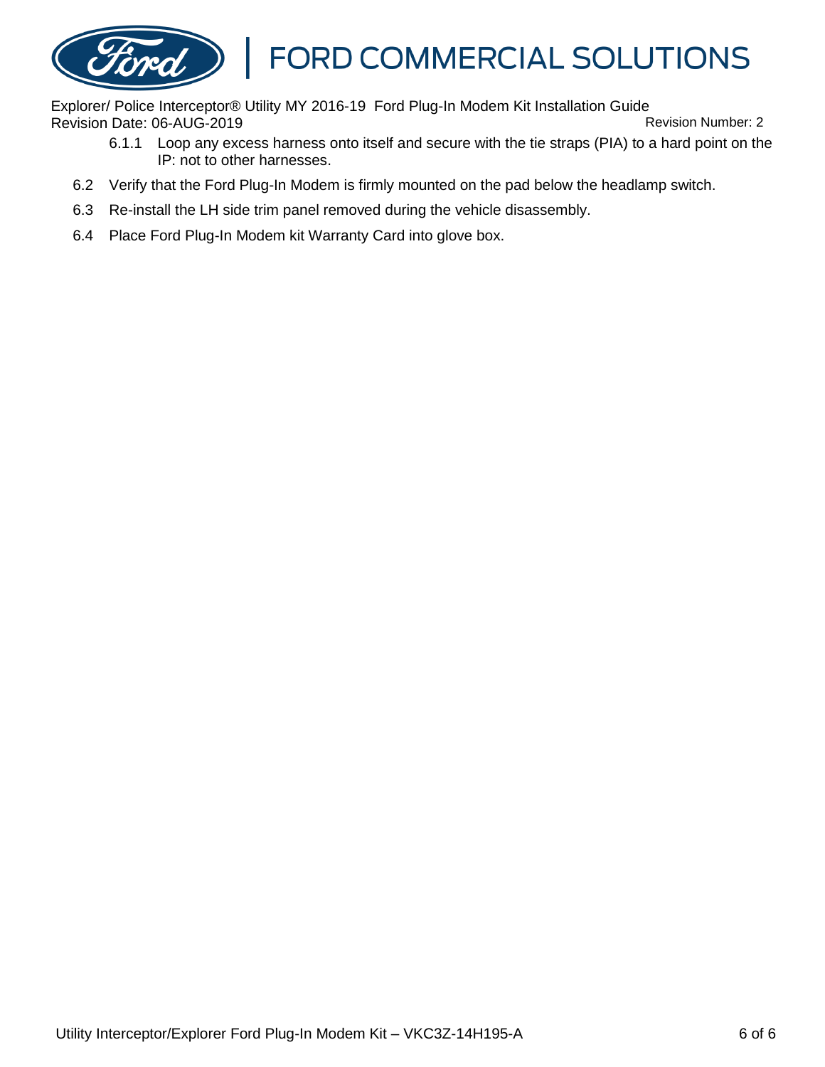6.1.1 Loop any excess harness onto itself and secure with the tie straps (PIA) to a hard point on the IP: not to other harnesses.

6.2 Verify that the Ford Plug-In Modem is firmly mounted on the pad below the headlamp switch.

6.3 Re-install the LH side trim panel removed during the vehicle disassembly.

6.4 Place Ford Plug-In Modem kit Warranty Card into glove box.